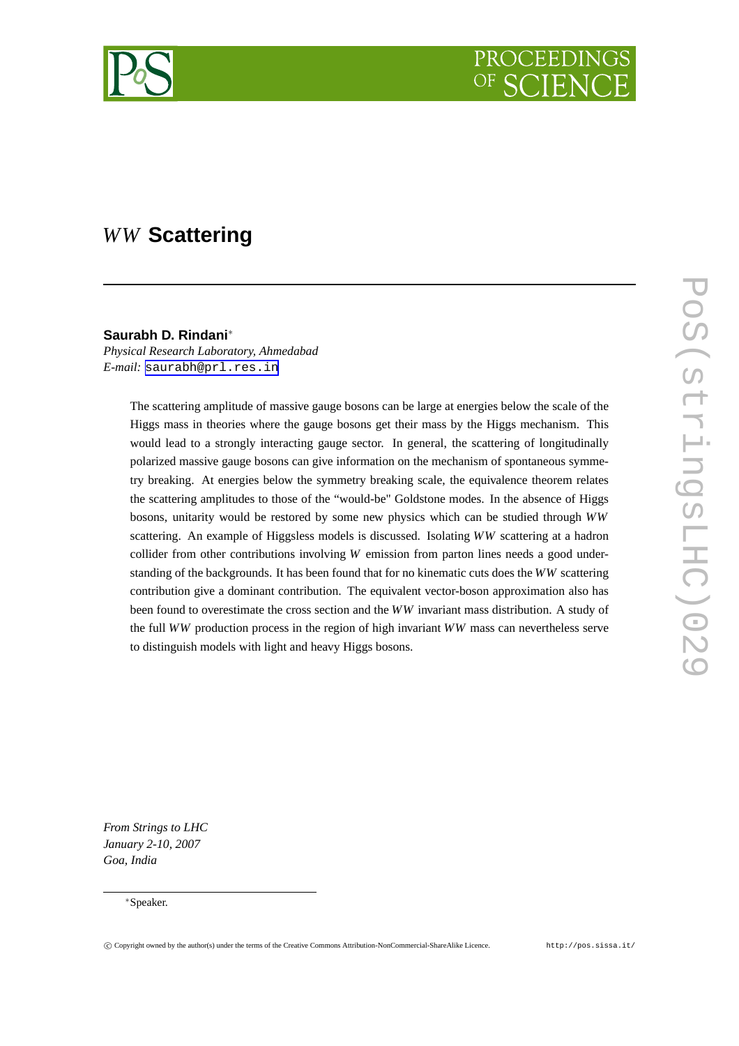# $WW$ Scattering

**Saurabh D. Rindani***

*Physical Research Laboratory, Ahmedabad*

*E-mail:* saurabh@prl.res.in

The scattering amplitude of massive gauge bosons can be large at energies below the scale of the Higgs mass in theories where the gauge bosons get their mass by the Higgs mechanism. This would lead to a strongly interacting gauge sector. In general, the scattering of longitudinally polarized massive gauge bosons can give information on the mechanism of spontaneous symmetry breaking. At energies below the symmetry breaking scale, the equivalence theorem relates the scattering amplitudes to those of the "would-be" Goldstone modes. In the absence of Higgs bosons, unitarity would be restored by some new physics which can be studied through $WW$ scattering. An example of Higgsless models is discussed. Isolating $WW$ scattering at a hadron collider from other contributions involving $W$ emission from parton lines needs a good understanding of the backgrounds. It has been found that for no kinematic cuts does the $WW$ scattering contribution give a dominant contribution. The equivalent vector-boson approximation also has been found to overestimate the cross section and the $WW$ invariant mass distribution. A study of the full $WW$ production process in the region of high invariant $WW$ mass can nevertheless serve to distinguish models with light and heavy Higgs bosons.

*From Strings to LHC*
*January 2-10, 2007*
*Goa, India*

*Speaker.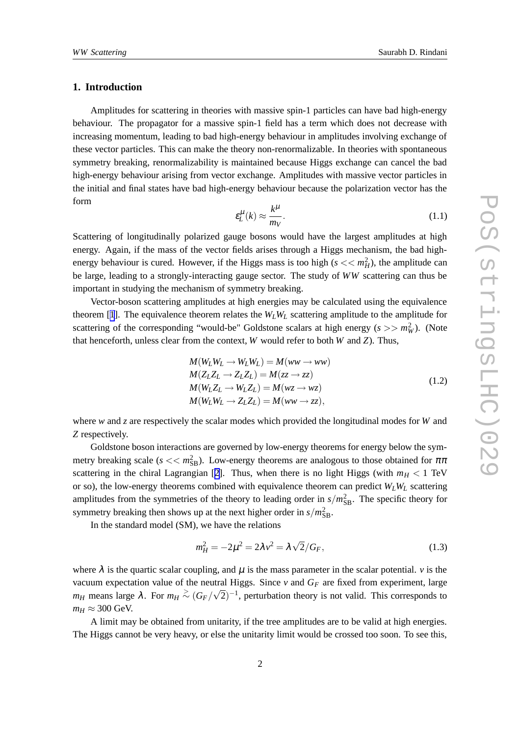## 1. Introduction

Amplitudes for scattering in theories with massive spin-1 particles can have bad high-energy behaviour. The propagator for a massive spin-1 field has a term which does not decrease with increasing momentum, leading to bad high-energy behaviour in amplitudes involving exchange of these vector particles. This can make the theory non-renormalizable. In theories with spontaneous symmetry breaking, renormalizability is maintained because Higgs exchange can cancel the bad high-energy behaviour arising from vector exchange. Amplitudes with massive vector particles in the initial and final states have bad high-energy behaviour because the polarization vector has the form

$$\varepsilon_L^\mu(k) \approx \frac{k^\mu}{m_V}. \tag{1.1}$$

Scattering of longitudinally polarized gauge bosons would have the largest amplitudes at high energy. Again, if the mass of the vector fields arises through a Higgs mechanism, the bad high-energy behaviour is cured. However, if the Higgs mass is too high ($s << m_H^2$), the amplitude can be large, leading to a strongly-interacting gauge sector. The study of $WW$ scattering can thus be important in studying the mechanism of symmetry breaking.

Vector-boson scattering amplitudes at high energies may be calculated using the equivalence theorem [1]. The equivalence theorem relates the $W_L W_L$ scattering amplitude to the amplitude for scattering of the corresponding "would-be" Goldstone scalars at high energy ($s >> m_W^2$). (Note that henceforth, unless clear from the context, $W$ would refer to both $W$ and $Z$). Thus,

$$\begin{aligned}
M(W_L W_L \to W_L W_L) &= M(ww \to ww) \\
M(Z_L Z_L \to Z_L Z_L) &= M(zz \to zz) \\
M(W_L Z_L \to W_L Z_L) &= M(wz \to wz) \\
M(W_L W_L \to Z_L Z_L) &= M(ww \to zz),
\end{aligned} \tag{1.2}$$

where $w$ and $z$ are respectively the scalar modes which provided the longitudinal modes for $W$ and $Z$ respectively.

Goldstone boson interactions are governed by low-energy theorems for energy below the symmetry breaking scale ($s << m_{\rm SB}^2$). Low-energy theorems are analogous to those obtained for $\pi\pi$ scattering in the chiral Lagrangian [2]. Thus, when there is no light Higgs (with $m_H < 1$ TeV or so), the low-energy theorems combined with equivalence theorem can predict $W_L W_L$ scattering amplitudes from the symmetries of the theory to leading order in $s/m_{\rm SB}^2$. The specific theory for symmetry breaking then shows up at the next higher order in $s/m_{\rm SB}^2$.

In the standard model (SM), we have the relations

$$m_H^2 = -2\mu^2 = 2\lambda v^2 = \lambda\sqrt{2}/G_F, \tag{1.3}$$

where $\lambda$ is the quartic scalar coupling, and $\mu$ is the mass parameter in the scalar potential. $v$ is the vacuum expectation value of the neutral Higgs. Since $v$ and $G_F$ are fixed from experiment, large $m_H$ means large $\lambda$. For $m_H \gtrsim (G_F/\sqrt{2})^{-1}$, perturbation theory is not valid. This corresponds to $m_H \approx 300$ GeV.

A limit may be obtained from unitarity, if the tree amplitudes are to be valid at high energies. The Higgs cannot be very heavy, or else the unitarity limit would be crossed too soon. To see this,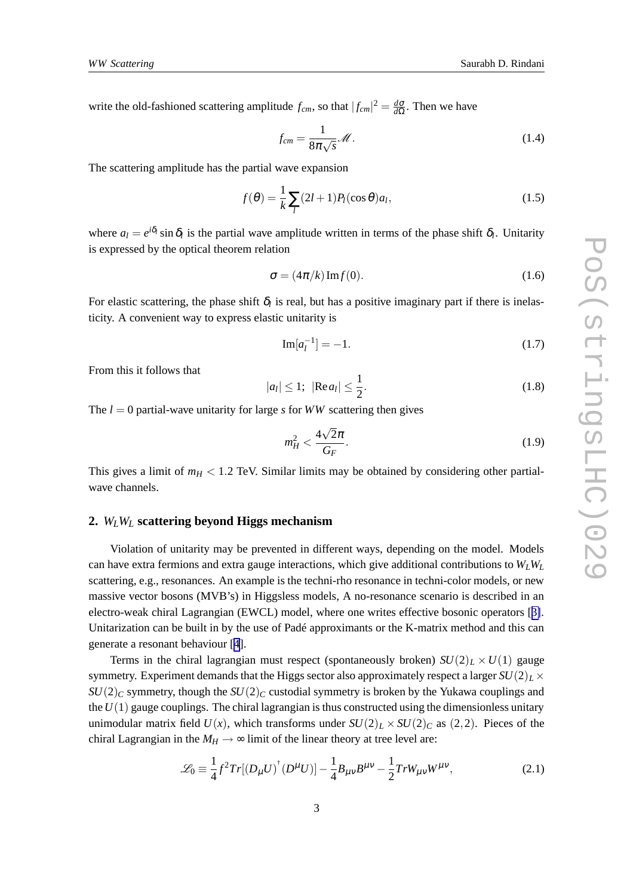write the old-fashioned scattering amplitude $f_{cm}$, so that $|f_{cm}|^2 = \frac{d\sigma}{d\Omega}$. Then we have

$$f_{cm} = \frac{1}{8\pi\sqrt{s}}\mathscr{M}. \tag{1.4}$$

The scattering amplitude has the partial wave expansion

$$f(\theta) = \frac{1}{k}\sum_l (2l+1)P_l(\cos\theta)a_l, \tag{1.5}$$

where $a_l = e^{i\delta_l}\sin\delta_l$ is the partial wave amplitude written in terms of the phase shift $\delta_l$. Unitarity is expressed by the optical theorem relation

$$\sigma = (4\pi/k)\,\mathrm{Im}\, f(0). \tag{1.6}$$

For elastic scattering, the phase shift $\delta_l$ is real, but has a positive imaginary part if there is inelasticity. A convenient way to express elastic unitarity is

$$\mathrm{Im}[a_l^{-1}] = -1. \tag{1.7}$$

From this it follows that

$$|a_l| \leq 1;\ \ |\mathrm{Re}\, a_l| \leq \frac{1}{2}. \tag{1.8}$$

The $l = 0$ partial-wave unitarity for large $s$ for $WW$ scattering then gives

$$m_H^2 < \frac{4\sqrt{2}\pi}{G_F}. \tag{1.9}$$

This gives a limit of $m_H < 1.2$ TeV. Similar limits may be obtained by considering other partial-wave channels.

## 2. $W_L W_L$ scattering beyond Higgs mechanism

Violation of unitarity may be prevented in different ways, depending on the model. Models can have extra fermions and extra gauge interactions, which give additional contributions to $W_L W_L$ scattering, e.g., resonances. An example is the techni-rho resonance in techni-color models, or new massive vector bosons (MVB's) in Higgsless models, A no-resonance scenario is described in an electro-weak chiral Lagrangian (EWCL) model, where one writes effective bosonic operators [3]. Unitarization can be built in by the use of Padé approximants or the K-matrix method and this can generate a resonant behaviour [4].

Terms in the chiral lagrangian must respect (spontaneously broken) $SU(2)_L \times U(1)$ gauge symmetry. Experiment demands that the Higgs sector also approximately respect a larger $SU(2)_L \times SU(2)_C$ symmetry, though the $SU(2)_C$ custodial symmetry is broken by the Yukawa couplings and the $U(1)$ gauge couplings. The chiral lagrangian is thus constructed using the dimensionless unitary unimodular matrix field $U(x)$, which transforms under $SU(2)_L \times SU(2)_C$ as $(2,2)$. Pieces of the chiral Lagrangian in the $M_H \to \infty$ limit of the linear theory at tree level are:

$$\mathscr{L}_0 \equiv \frac{1}{4}f^2 Tr[(D_\mu U)^\dagger (D^\mu U)] - \frac{1}{4}B_{\mu\nu}B^{\mu\nu} - \frac{1}{2}Tr W_{\mu\nu}W^{\mu\nu}, \tag{2.1}$$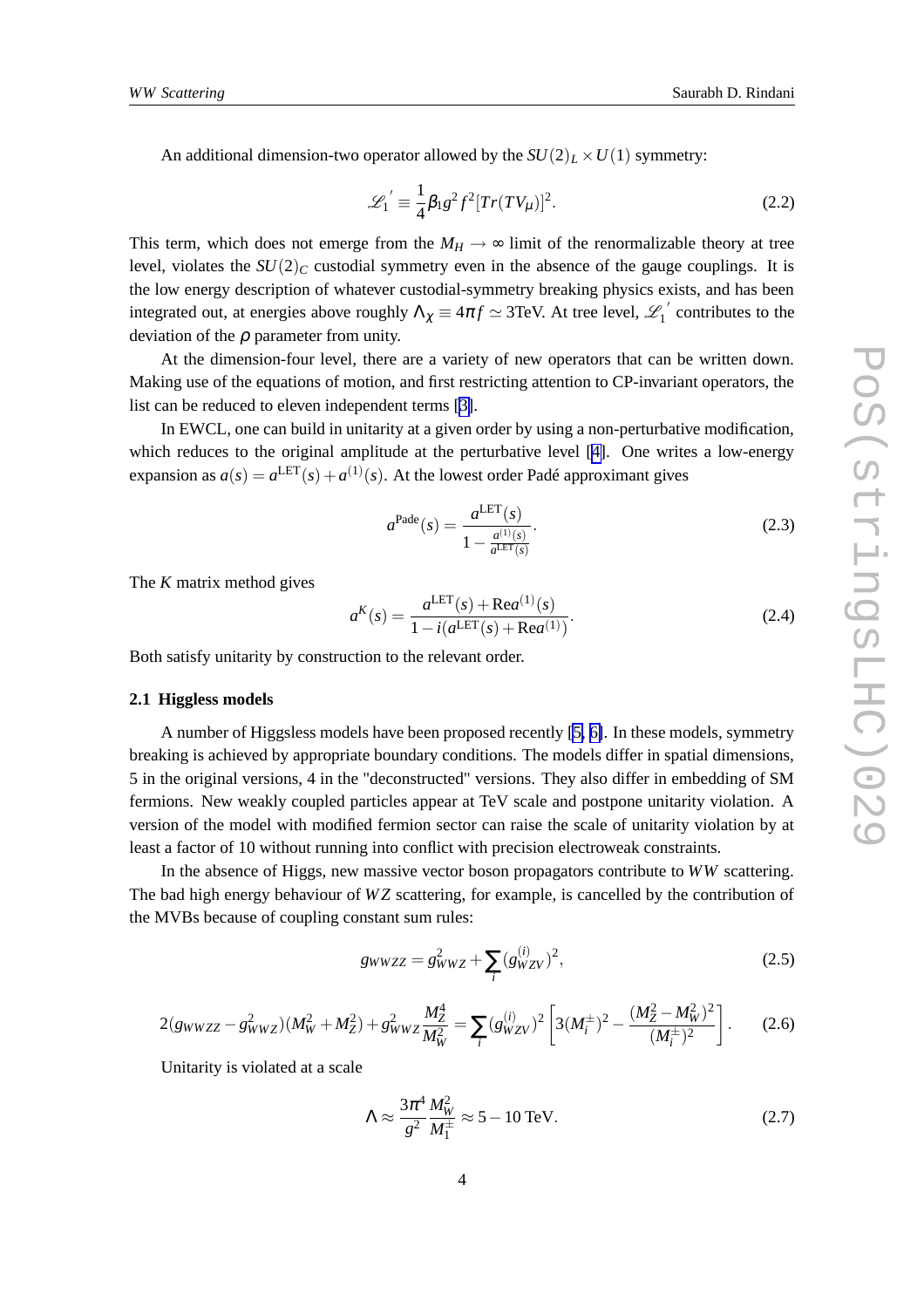An additional dimension-two operator allowed by the $SU(2)_L \times U(1)$ symmetry:

$$\mathscr{L}_1{}' \equiv \frac{1}{4}\beta_1 g^2 f^2 [Tr(TV_\mu)]^2. \tag{2.2}$$

This term, which does not emerge from the $M_H \to \infty$ limit of the renormalizable theory at tree level, violates the $SU(2)_C$ custodial symmetry even in the absence of the gauge couplings. It is the low energy description of whatever custodial-symmetry breaking physics exists, and has been integrated out, at energies above roughly $\Lambda_\chi \equiv 4\pi f \simeq 3$TeV. At tree level, $\mathscr{L}_1{}'$ contributes to the deviation of the $\rho$ parameter from unity.

At the dimension-four level, there are a variety of new operators that can be written down. Making use of the equations of motion, and first restricting attention to CP-invariant operators, the list can be reduced to eleven independent terms [3].

In EWCL, one can build in unitarity at a given order by using a non-perturbative modification, which reduces to the original amplitude at the perturbative level [4]. One writes a low-energy expansion as $a(s) = a^{\rm LET}(s) + a^{(1)}(s)$. At the lowest order Padé approximant gives

$$a^{\rm Pade}(s) = \frac{a^{\rm LET}(s)}{1 - \frac{a^{(1)}(s)}{a^{\rm LET}(s)}}. \tag{2.3}$$

The $K$ matrix method gives

$$a^K(s) = \frac{a^{\rm LET}(s) + {\rm Re}a^{(1)}(s)}{1 - i(a^{\rm LET}(s) + {\rm Re}a^{(1)})}. \tag{2.4}$$

Both satisfy unitarity by construction to the relevant order.

### 2.1 Higgless models

A number of Higgsless models have been proposed recently [5, 6]. In these models, symmetry breaking is achieved by appropriate boundary conditions. The models differ in spatial dimensions, 5 in the original versions, 4 in the "deconstructed" versions. They also differ in embedding of SM fermions. New weakly coupled particles appear at TeV scale and postpone unitarity violation. A version of the model with modified fermion sector can raise the scale of unitarity violation by at least a factor of 10 without running into conflict with precision electroweak constraints.

In the absence of Higgs, new massive vector boson propagators contribute to $WW$ scattering. The bad high energy behaviour of $WZ$ scattering, for example, is cancelled by the contribution of the MVBs because of coupling constant sum rules:

$$g_{WWZZ} = g_{WWZ}^2 + \sum_i (g_{WZV}^{(i)})^2, \tag{2.5}$$

$$2(g_{WWZZ} - g_{WWZ}^2)(M_W^2 + M_Z^2) + g_{WWZ}^2 \frac{M_Z^4}{M_W^2} = \sum_i (g_{WZV}^{(i)})^2 \left[ 3(M_i^\pm)^2 - \frac{(M_Z^2 - M_W^2)^2}{(M_i^\pm)^2} \right]. \tag{2.6}$$

Unitarity is violated at a scale

$$\Lambda \approx \frac{3\pi^4}{g^2}\frac{M_W^2}{M_1^\pm} \approx 5 - 10 \text{ TeV}. \tag{2.7}$$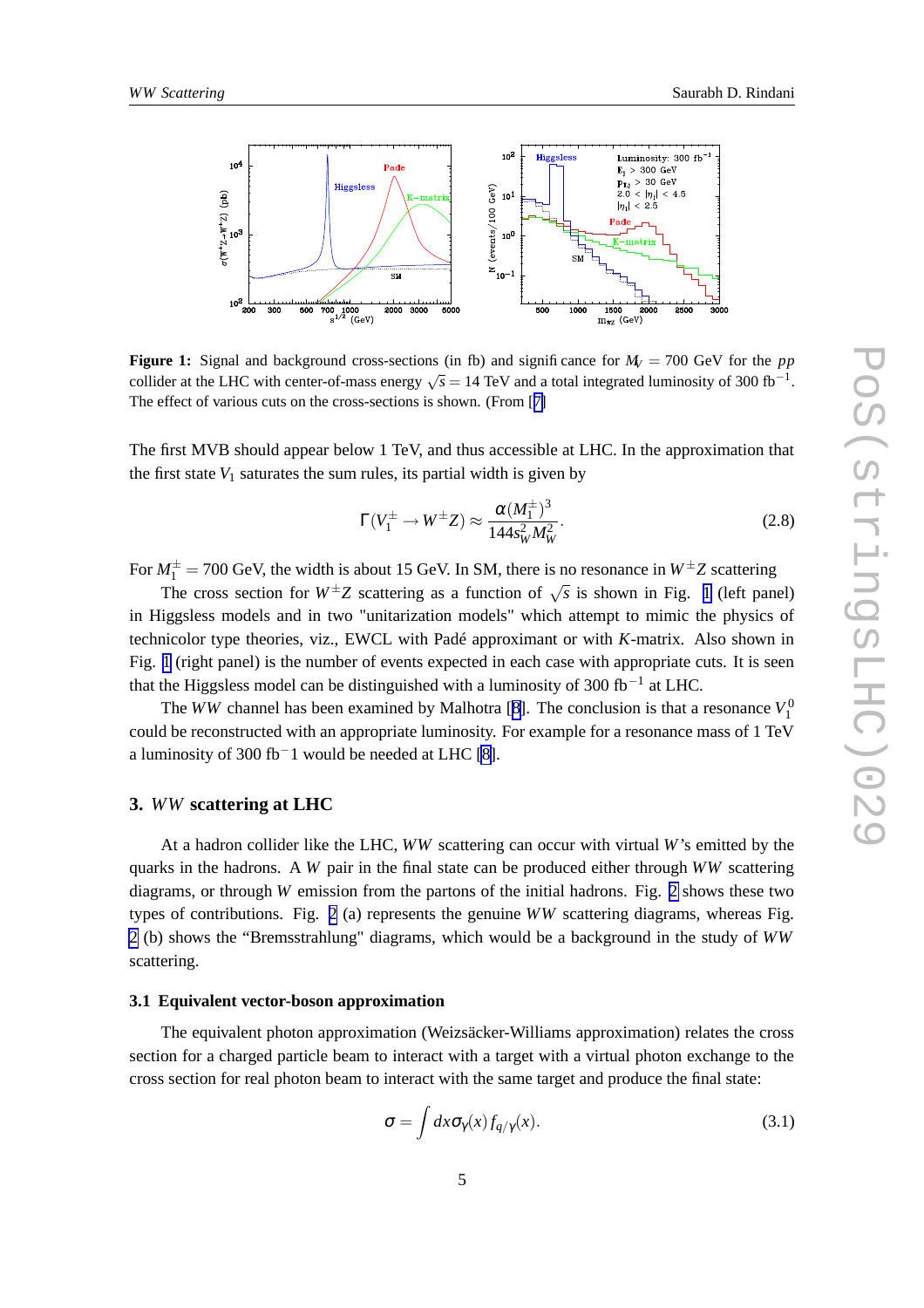Higgsless
Pade
K-matrix
SM
$\sigma(W^+Z \to W^+Z)$ (pb)
$10^4$
$10^3$
$10^2$
200 300 500 700 1000 2000 3000 5000
$s^{1/2}$ (GeV)

Higgsless
Luminosity: 300 fb$^{-1}$
$E_j$ > 300 GeV
$P_{Tj}$ > 30 GeV
2.0 < $|\eta_j|$ < 4.5
$|\eta_l|$ < 2.5
Pade
K-matrix
SM
N (events/100 GeV)
$10^2$
$10^1$
$10^0$
$10^{-1}$
500 1000 1500 2000 2500 3000
$m_{WZ}$ (GeV)

**Figure 1:** Signal and background cross-sections (in fb) and significance for $M_V = 700$ GeV for the $pp$ collider at the LHC with center-of-mass energy $\sqrt{s} = 14$ TeV and a total integrated luminosity of 300 fb$^{-1}$. The effect of various cuts on the cross-sections is shown. (From [7])

The first MVB should appear below 1 TeV, and thus accessible at LHC. In the approximation that the first state $V_1$ saturates the sum rules, its partial width is given by

$$\Gamma(V_1^{\pm} \to W^{\pm}Z) \approx \frac{\alpha (M_1^{\pm})^3}{144 s_W^2 M_W^2}. \tag{2.8}$$

For $M_1^{\pm} = 700$ GeV, the width is about 15 GeV. In SM, there is no resonance in $W^{\pm}Z$ scattering

The cross section for $W^{\pm}Z$ scattering as a function of $\sqrt{s}$ is shown in Fig. 1 (left panel) in Higgsless models and in two "unitarization models" which attempt to mimic the physics of technicolor type theories, viz., EWCL with Padé approximant or with $K$-matrix. Also shown in Fig. 1 (right panel) is the number of events expected in each case with appropriate cuts. It is seen that the Higgsless model can be distinguished with a luminosity of 300 fb$^{-1}$ at LHC.

The $WW$ channel has been examined by Malhotra [8]. The conclusion is that a resonance $V_1^0$ could be reconstructed with an appropriate luminosity. For example for a resonance mass of 1 TeV a luminosity of 300 fb$^-$1 would be needed at LHC [8].

## 3. *WW* scattering at LHC

At a hadron collider like the LHC, $WW$ scattering can occur with virtual $W$'s emitted by the quarks in the hadrons. A $W$ pair in the final state can be produced either through $WW$ scattering diagrams, or through $W$ emission from the partons of the initial hadrons. Fig. 2 shows these two types of contributions. Fig. 2 (a) represents the genuine $WW$ scattering diagrams, whereas Fig. 2 (b) shows the "Bremsstrahlung" diagrams, which would be a background in the study of $WW$ scattering.

### 3.1 Equivalent vector-boson approximation

The equivalent photon approximation (Weizsäcker-Williams approximation) relates the cross section for a charged particle beam to interact with a target with a virtual photon exchange to the cross section for real photon beam to interact with the same target and produce the final state:

$$\sigma = \int dx \sigma_\gamma(x) f_{q/\gamma}(x). \tag{3.1}$$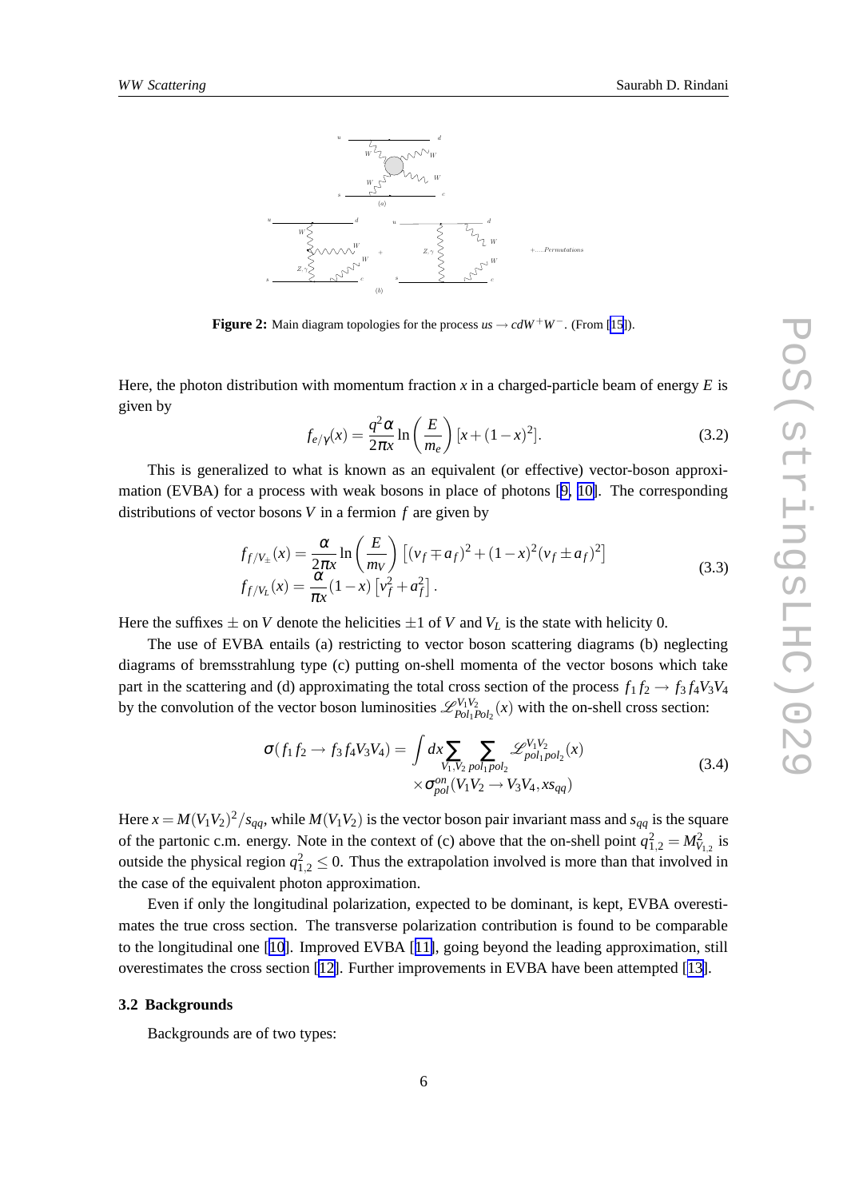Figure 2: Main diagram topologies for the process $us \to cdW^+W^-$. (From [15]).

Here, the photon distribution with momentum fraction $x$ in a charged-particle beam of energy $E$ is given by

$$f_{e/\gamma}(x) = \frac{q^2\alpha}{2\pi x} \ln\left(\frac{E}{m_e}\right)[x + (1-x)^2]. \tag{3.2}$$

This is generalized to what is known as an equivalent (or effective) vector-boson approximation (EVBA) for a process with weak bosons in place of photons [9, 10]. The corresponding distributions of vector bosons $V$ in a fermion $f$ are given by

$$\begin{aligned} f_{f/V_\pm}(x) &= \frac{\alpha}{2\pi x} \ln\left(\frac{E}{m_V}\right)\left[(v_f \mp a_f)^2 + (1-x)^2(v_f \pm a_f)^2\right] \\ f_{f/V_L}(x) &= \frac{\alpha}{\pi x}(1-x)\left[v_f^2 + a_f^2\right]. \end{aligned} \tag{3.3}$$

Here the suffixes $\pm$ on $V$ denote the helicities $\pm 1$ of $V$ and $V_L$ is the state with helicity 0.

The use of EVBA entails (a) restricting to vector boson scattering diagrams (b) neglecting diagrams of bremsstrahlung type (c) putting on-shell momenta of the vector bosons which take part in the scattering and (d) approximating the total cross section of the process $f_1 f_2 \to f_3 f_4 V_3 V_4$ by the convolution of the vector boson luminosities $\mathscr{L}^{V_1V_2}_{Pol_1Pol_2}(x)$ with the on-shell cross section:

$$\begin{aligned} \sigma(f_1 f_2 \to f_3 f_4 V_3 V_4) = \int dx \sum_{V_1,V_2} \sum_{pol_1 pol_2} &\mathscr{L}^{V_1V_2}_{pol_1pol_2}(x) \\ &\times \sigma^{on}_{pol}(V_1V_2 \to V_3V_4, xs_{qq}) \end{aligned} \tag{3.4}$$

Here $x = M(V_1V_2)^2/s_{qq}$, while $M(V_1V_2)$ is the vector boson pair invariant mass and $s_{qq}$ is the square of the partonic c.m. energy. Note in the context of (c) above that the on-shell point $q^2_{1,2} = M^2_{V_{1,2}}$ is outside the physical region $q^2_{1,2} \leq 0$. Thus the extrapolation involved is more than that involved in the case of the equivalent photon approximation.

Even if only the longitudinal polarization, expected to be dominant, is kept, EVBA overestimates the true cross section. The transverse polarization contribution is found to be comparable to the longitudinal one [10]. Improved EVBA [11], going beyond the leading approximation, still overestimates the cross section [12]. Further improvements in EVBA have been attempted [13].

### 3.2 Backgrounds

Backgrounds are of two types: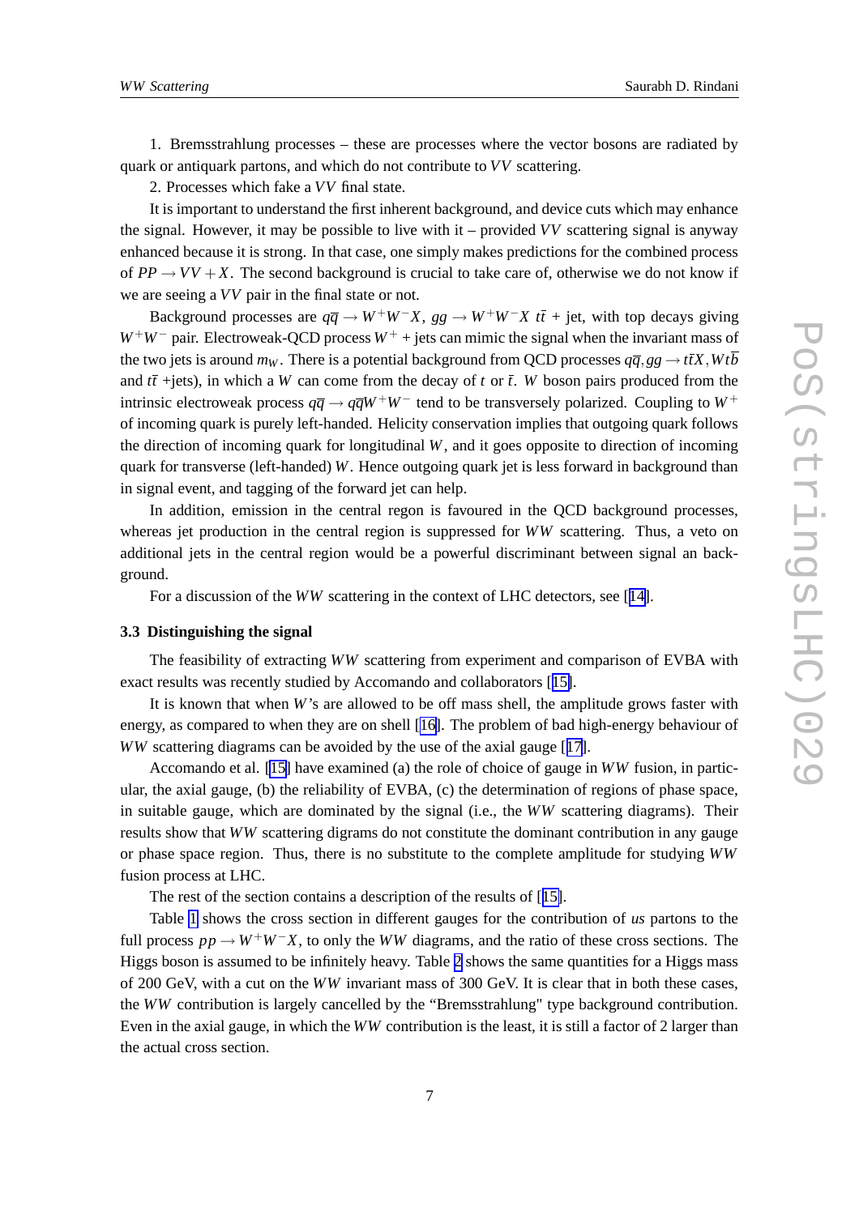1. Bremsstrahlung processes – these are processes where the vector bosons are radiated by quark or antiquark partons, and which do not contribute to $VV$ scattering.

2. Processes which fake a $VV$ final state.

It is important to understand the first inherent background, and device cuts which may enhance the signal. However, it may be possible to live with it – provided $VV$ scattering signal is anyway enhanced because it is strong. In that case, one simply makes predictions for the combined process of $PP \to VV + X$. The second background is crucial to take care of, otherwise we do not know if we are seeing a $VV$ pair in the final state or not.

Background processes are $q\overline{q} \to W^+W^-X$, $gg \to W^+W^-X$ $t\bar{t}$ + jet, with top decays giving $W^+W^-$ pair. Electroweak-QCD process $W^+$ + jets can mimic the signal when the invariant mass of the two jets is around $m_W$. There is a potential background from QCD processes $q\overline{q}, gg \to t\bar{t}X, Wt\overline{b}$ and $t\bar{t}$ +jets), in which a $W$ can come from the decay of $t$ or $\bar{t}$. $W$ boson pairs produced from the intrinsic electroweak process $q\overline{q} \to q\overline{q}W^+W^-$ tend to be transversely polarized. Coupling to $W^+$ of incoming quark is purely left-handed. Helicity conservation implies that outgoing quark follows the direction of incoming quark for longitudinal $W$, and it goes opposite to direction of incoming quark for transverse (left-handed) $W$. Hence outgoing quark jet is less forward in background than in signal event, and tagging of the forward jet can help.

In addition, emission in the central regon is favoured in the QCD background processes, whereas jet production in the central region is suppressed for $WW$ scattering. Thus, a veto on additional jets in the central region would be a powerful discriminant between signal an background.

For a discussion of the $WW$ scattering in the context of LHC detectors, see [14].

### 3.3 Distinguishing the signal

The feasibility of extracting $WW$ scattering from experiment and comparison of EVBA with exact results was recently studied by Accomando and collaborators [15].

It is known that when $W$'s are allowed to be off mass shell, the amplitude grows faster with energy, as compared to when they are on shell [16]. The problem of bad high-energy behaviour of $WW$ scattering diagrams can be avoided by the use of the axial gauge [17].

Accomando et al. [15] have examined (a) the role of choice of gauge in $WW$ fusion, in particular, the axial gauge, (b) the reliability of EVBA, (c) the determination of regions of phase space, in suitable gauge, which are dominated by the signal (i.e., the $WW$ scattering diagrams). Their results show that $WW$ scattering digrams do not constitute the dominant contribution in any gauge or phase space region. Thus, there is no substitute to the complete amplitude for studying $WW$ fusion process at LHC.

The rest of the section contains a description of the results of [15].

Table 1 shows the cross section in different gauges for the contribution of *us* partons to the full process $pp \to W^+W^-X$, to only the $WW$ diagrams, and the ratio of these cross sections. The Higgs boson is assumed to be infinitely heavy. Table 2 shows the same quantities for a Higgs mass of 200 GeV, with a cut on the $WW$ invariant mass of 300 GeV. It is clear that in both these cases, the $WW$ contribution is largely cancelled by the "Bremsstrahlung" type background contribution. Even in the axial gauge, in which the $WW$ contribution is the least, it is still a factor of 2 larger than the actual cross section.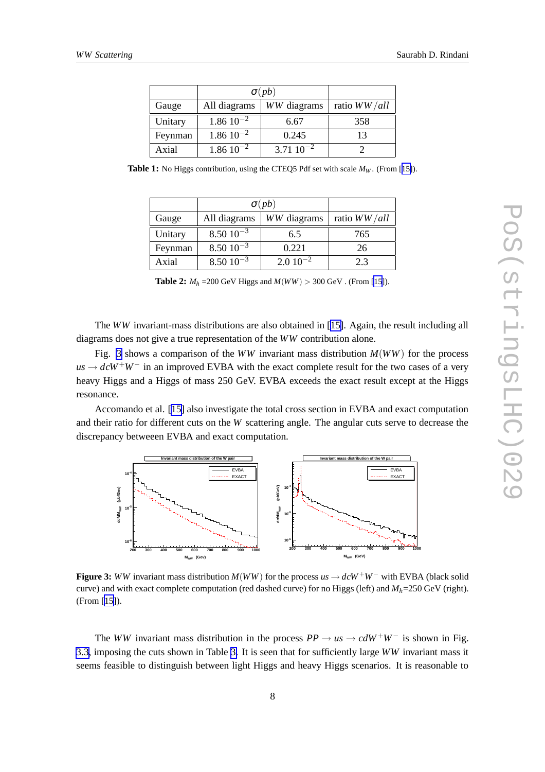| | $\sigma(pb)$ | | |
|---|---|---|---|
| Gauge | All diagrams | $WW$ diagrams | ratio $WW/all$ |
| Unitary | $1.86\ 10^{-2}$ | 6.67 | 358 |
| Feynman | $1.86\ 10^{-2}$ | 0.245 | 13 |
| Axial | $1.86\ 10^{-2}$ | $3.71\ 10^{-2}$ | 2 |

**Table 1:** No Higgs contribution, using the CTEQ5 Pdf set with scale $M_W$. (From [15]).

| | $\sigma(pb)$ | | |
|---|---|---|---|
| Gauge | All diagrams | $WW$ diagrams | ratio $WW/all$ |
| Unitary | $8.50\ 10^{-3}$ | 6.5 | 765 |
| Feynman | $8.50\ 10^{-3}$ | 0.221 | 26 |
| Axial | $8.50\ 10^{-3}$ | $2.0\ 10^{-2}$ | 2.3 |

**Table 2:** $M_h$ =200 GeV Higgs and $M(WW) > 300$ GeV . (From [15]).

The $WW$ invariant-mass distributions are also obtained in [15]. Again, the result including all diagrams does not give a true representation of the $WW$ contribution alone.

Fig. 3 shows a comparison of the $WW$ invariant mass distribution $M(WW)$ for the process $us \to dcW^+W^-$ in an improved EVBA with the exact complete result for the two cases of a very heavy Higgs and a Higgs of mass 250 GeV. EVBA exceeds the exact result except at the Higgs resonance.

Accomando et al. [15] also investigate the total cross section in EVBA and exact computation and their ratio for different cuts on the $W$ scattering angle. The angular cuts serve to decrease the discrepancy betweeen EVBA and exact computation.

**Figure 3:** $WW$ invariant mass distribution $M(WW)$ for the process $us \to dcW^+W^-$ with EVBA (black solid curve) and with exact complete computation (red dashed curve) for no Higgs (left) and $M_h$=250 GeV (right). (From [15]).

The $WW$ invariant mass distribution in the process $PP \to us \to cdW^+W^-$ is shown in Fig. 3.3, imposing the cuts shown in Table 3. It is seen that for sufficiently large $WW$ invariant mass it seems feasible to distinguish between light Higgs and heavy Higgs scenarios. It is reasonable to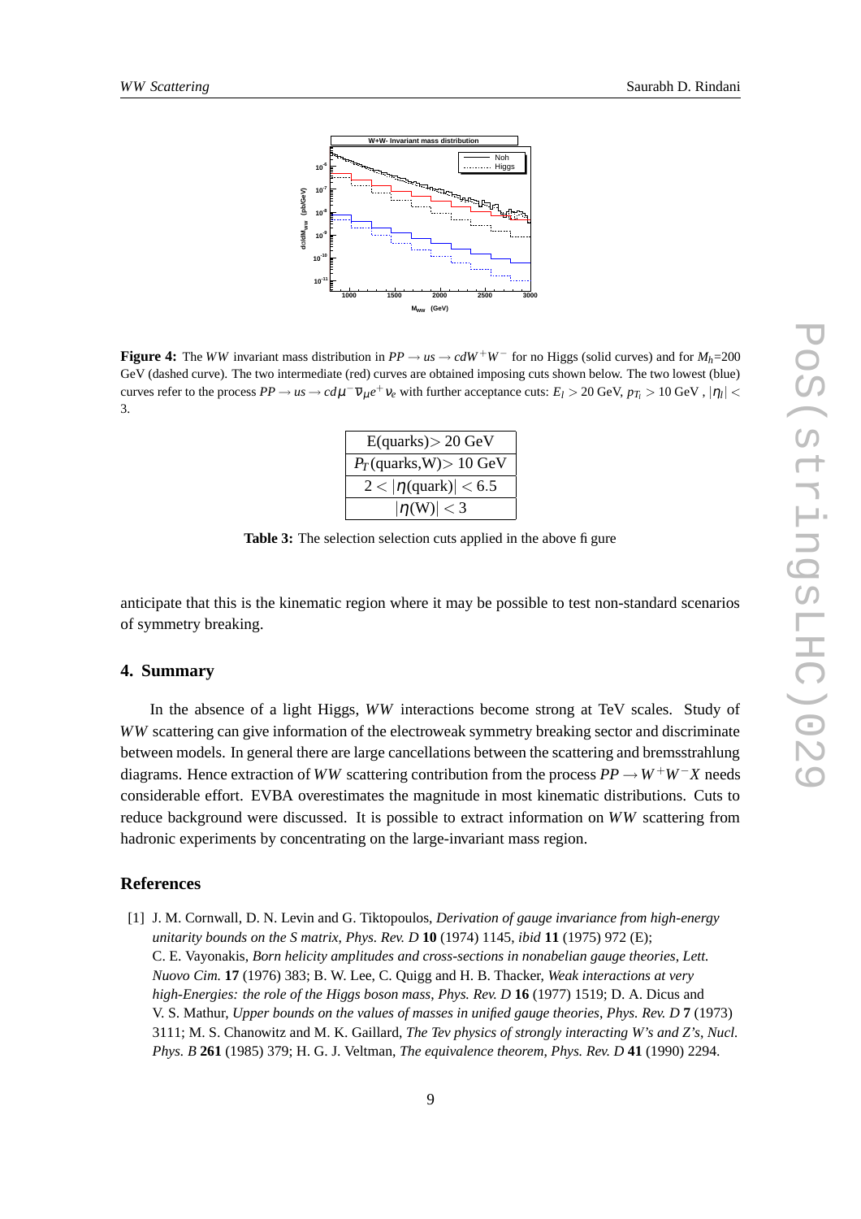**Figure 4:** The $WW$ invariant mass distribution in $PP \rightarrow us \rightarrow cdW^+W^-$ for no Higgs (solid curves) and for $M_h$=200 GeV (dashed curve). The two intermediate (red) curves are obtained imposing cuts shown below. The two lowest (blue) curves refer to the process $PP \rightarrow us \rightarrow cd\mu^-\bar{\nu}_\mu e^+\nu_e$ with further acceptance cuts: $E_l > 20$ GeV, $p_{T_l} > 10$ GeV , $|\eta_l| < 3$.

| E(quarks)$> 20$ GeV |
|---|
| $P_T$(quarks,W)$> 10$ GeV |
| $2 < |\eta(\text{quark})| < 6.5$ |
| $|\eta(\text{W})| < 3$ |

**Table 3:** The selection selection cuts applied in the above figure

anticipate that this is the kinematic region where it may be possible to test non-standard scenarios of symmetry breaking.

## 4. Summary

In the absence of a light Higgs, $WW$ interactions become strong at TeV scales. Study of $WW$ scattering can give information of the electroweak symmetry breaking sector and discriminate between models. In general there are large cancellations between the scattering and bremsstrahlung diagrams. Hence extraction of $WW$ scattering contribution from the process $PP \rightarrow W^+W^-X$ needs considerable effort. EVBA overestimates the magnitude in most kinematic distributions. Cuts to reduce background were discussed. It is possible to extract information on $WW$ scattering from hadronic experiments by concentrating on the large-invariant mass region.

## References

[1] J. M. Cornwall, D. N. Levin and G. Tiktopoulos, *Derivation of gauge invariance from high-energy unitarity bounds on the S matrix*, *Phys. Rev. D* **10** (1974) 1145, *ibid* **11** (1975) 972 (E); C. E. Vayonakis, *Born helicity amplitudes and cross-sections in nonabelian gauge theories*, *Lett. Nuovo Cim.* **17** (1976) 383; B. W. Lee, C. Quigg and H. B. Thacker, *Weak interactions at very high-Energies: the role of the Higgs boson mass*, *Phys. Rev. D* **16** (1977) 1519; D. A. Dicus and V. S. Mathur, *Upper bounds on the values of masses in unified gauge theories*, *Phys. Rev. D* **7** (1973) 3111; M. S. Chanowitz and M. K. Gaillard, *The Tev physics of strongly interacting W's and Z's*, *Nucl. Phys. B* **261** (1985) 379; H. G. J. Veltman, *The equivalence theorem*, *Phys. Rev. D* **41** (1990) 2294.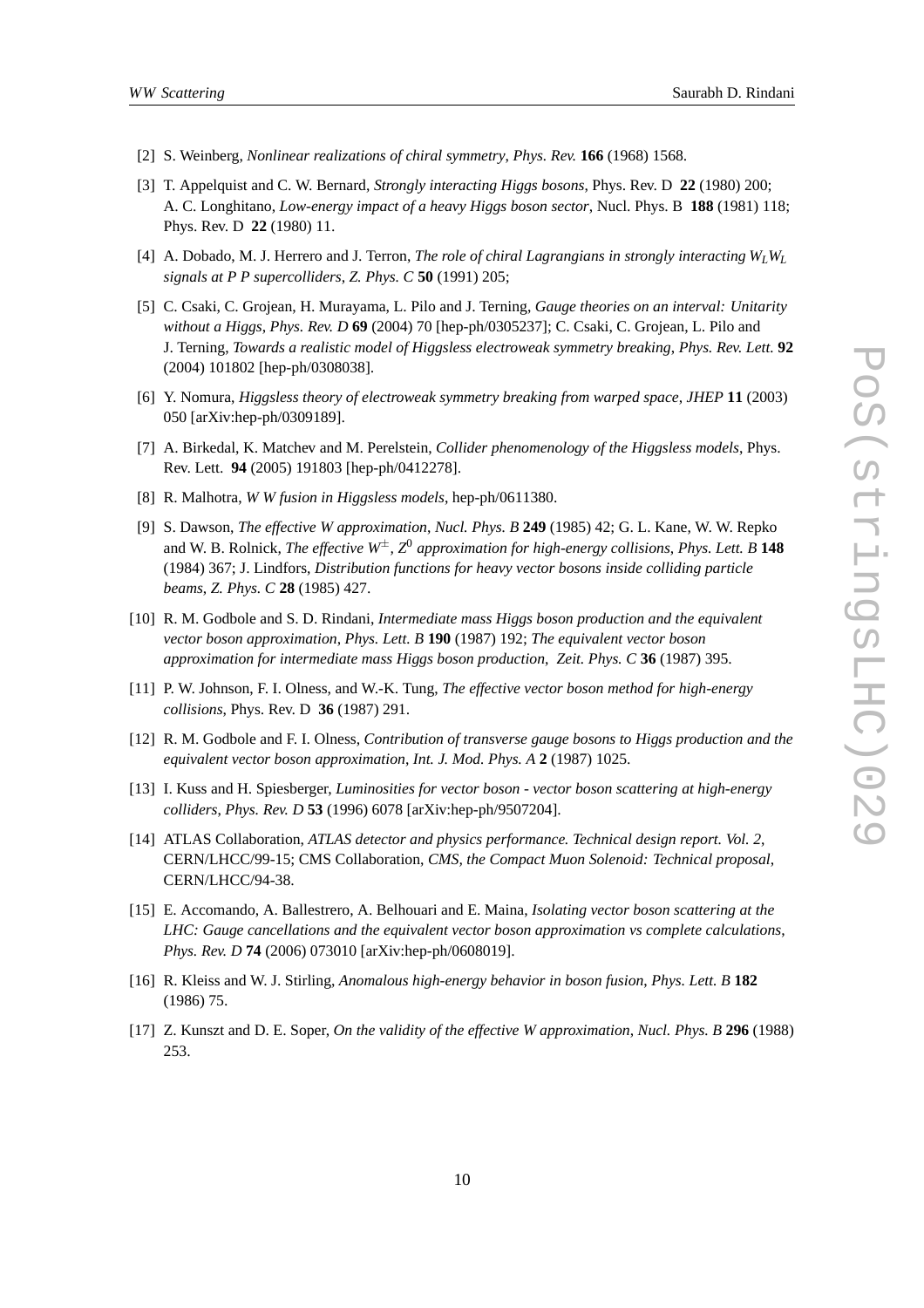[2] S. Weinberg, *Nonlinear realizations of chiral symmetry*, *Phys. Rev.* **166** (1968) 1568.

[3] T. Appelquist and C. W. Bernard, *Strongly interacting Higgs bosons*, Phys. Rev. D **22** (1980) 200; A. C. Longhitano, *Low-energy impact of a heavy Higgs boson sector*, Nucl. Phys. B **188** (1981) 118; Phys. Rev. D **22** (1980) 11.

[4] A. Dobado, M. J. Herrero and J. Terron, *The role of chiral Lagrangians in strongly interacting $W_L W_L$ signals at P P supercolliders*, *Z. Phys. C* **50** (1991) 205;

[5] C. Csaki, C. Grojean, H. Murayama, L. Pilo and J. Terning, *Gauge theories on an interval: Unitarity without a Higgs*, *Phys. Rev. D* **69** (2004) 70 [hep-ph/0305237]; C. Csaki, C. Grojean, L. Pilo and J. Terning, *Towards a realistic model of Higgsless electroweak symmetry breaking*, *Phys. Rev. Lett.* **92** (2004) 101802 [hep-ph/0308038].

[6] Y. Nomura, *Higgsless theory of electroweak symmetry breaking from warped space*, *JHEP* **11** (2003) 050 [arXiv:hep-ph/0309189].

[7] A. Birkedal, K. Matchev and M. Perelstein, *Collider phenomenology of the Higgsless models*, Phys. Rev. Lett. **94** (2005) 191803 [hep-ph/0412278].

[8] R. Malhotra, *W W fusion in Higgsless models*, hep-ph/0611380.

[9] S. Dawson, *The effective W approximation*, *Nucl. Phys. B* **249** (1985) 42; G. L. Kane, W. W. Repko and W. B. Rolnick, *The effective $W^{\pm}$, $Z^0$ approximation for high-energy collisions*, *Phys. Lett. B* **148** (1984) 367; J. Lindfors, *Distribution functions for heavy vector bosons inside colliding particle beams*, *Z. Phys. C* **28** (1985) 427.

[10] R. M. Godbole and S. D. Rindani, *Intermediate mass Higgs boson production and the equivalent vector boson approximation*, *Phys. Lett. B* **190** (1987) 192; *The equivalent vector boson approximation for intermediate mass Higgs boson production*, *Zeit. Phys. C* **36** (1987) 395.

[11] P. W. Johnson, F. I. Olness, and W.-K. Tung, *The effective vector boson method for high-energy collisions*, Phys. Rev. D **36** (1987) 291.

[12] R. M. Godbole and F. I. Olness, *Contribution of transverse gauge bosons to Higgs production and the equivalent vector boson approximation*, *Int. J. Mod. Phys. A* **2** (1987) 1025.

[13] I. Kuss and H. Spiesberger, *Luminosities for vector boson - vector boson scattering at high-energy colliders*, *Phys. Rev. D* **53** (1996) 6078 [arXiv:hep-ph/9507204].

[14] ATLAS Collaboration, *ATLAS detector and physics performance. Technical design report. Vol. 2*, CERN/LHCC/99-15; CMS Collaboration, *CMS, the Compact Muon Solenoid: Technical proposal*, CERN/LHCC/94-38.

[15] E. Accomando, A. Ballestrero, A. Belhouari and E. Maina, *Isolating vector boson scattering at the LHC: Gauge cancellations and the equivalent vector boson approximation vs complete calculations*, *Phys. Rev. D* **74** (2006) 073010 [arXiv:hep-ph/0608019].

[16] R. Kleiss and W. J. Stirling, *Anomalous high-energy behavior in boson fusion*, *Phys. Lett. B* **182** (1986) 75.

[17] Z. Kunszt and D. E. Soper, *On the validity of the effective W approximation*, *Nucl. Phys. B* **296** (1988) 253.